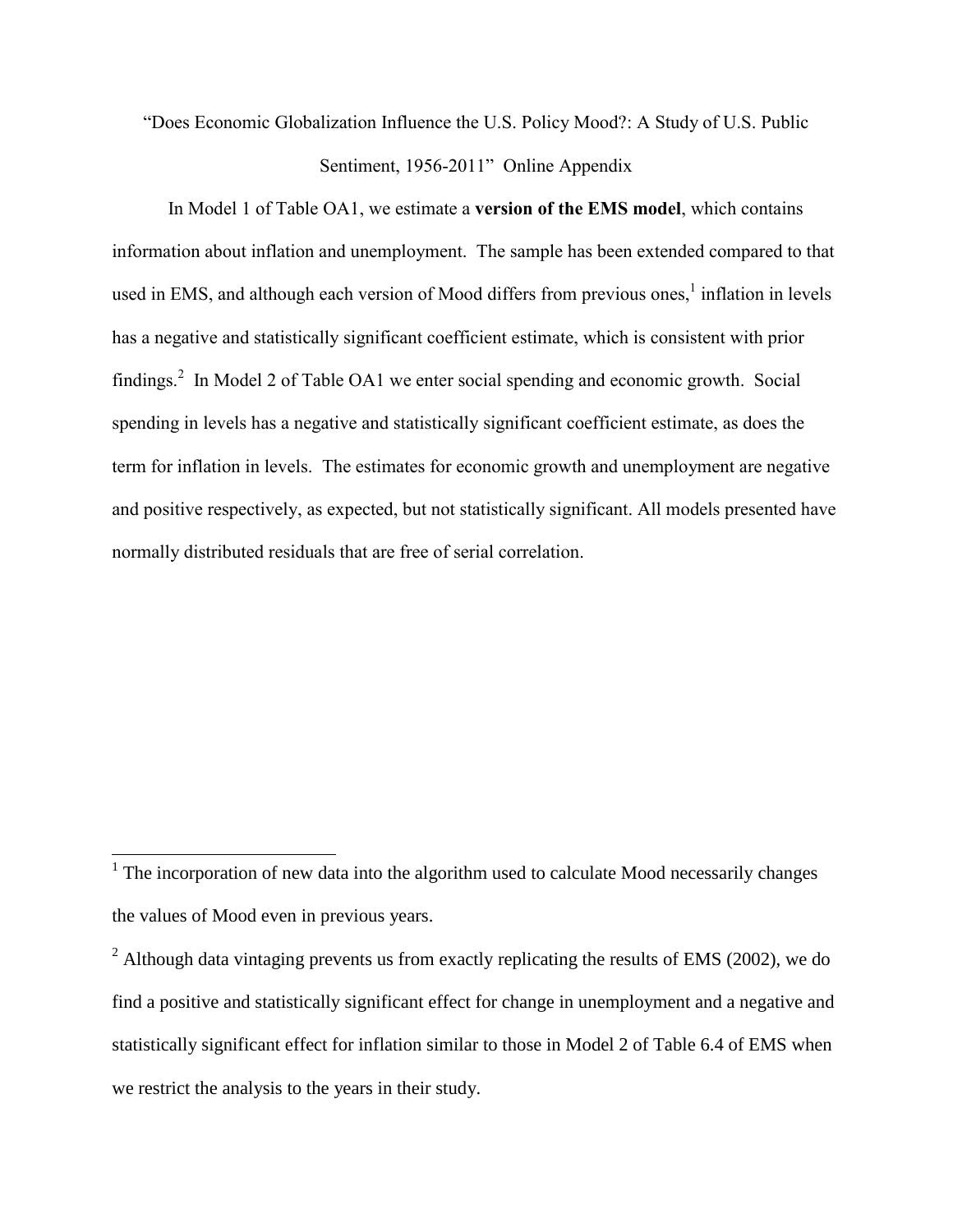"Does Economic Globalization Influence the U.S. Policy Mood?: A Study of U.S. Public Sentiment, 1956-2011" Online Appendix

In Model 1 of Table OA1, we estimate a **version of the EMS model**, which contains information about inflation and unemployment. The sample has been extended compared to that used in EMS, and although each version of Mood differs from previous ones,[1] inflation in levels has a negative and statistically significant coefficient estimate, which is consistent with prior findings.[2] In Model 2 of Table OA1 we enter social spending and economic growth. Social spending in levels has a negative and statistically significant coefficient estimate, as does the term for inflation in levels. The estimates for economic growth and unemployment are negative and positive respectively, as expected, but not statistically significant. All models presented have normally distributed residuals that are free of serial correlation.

[1] The incorporation of new data into the algorithm used to calculate Mood necessarily changes the values of Mood even in previous years.

[2] Although data vintaging prevents us from exactly replicating the results of EMS (2002), we do find a positive and statistically significant effect for change in unemployment and a negative and statistically significant effect for inflation similar to those in Model 2 of Table 6.4 of EMS when we restrict the analysis to the years in their study.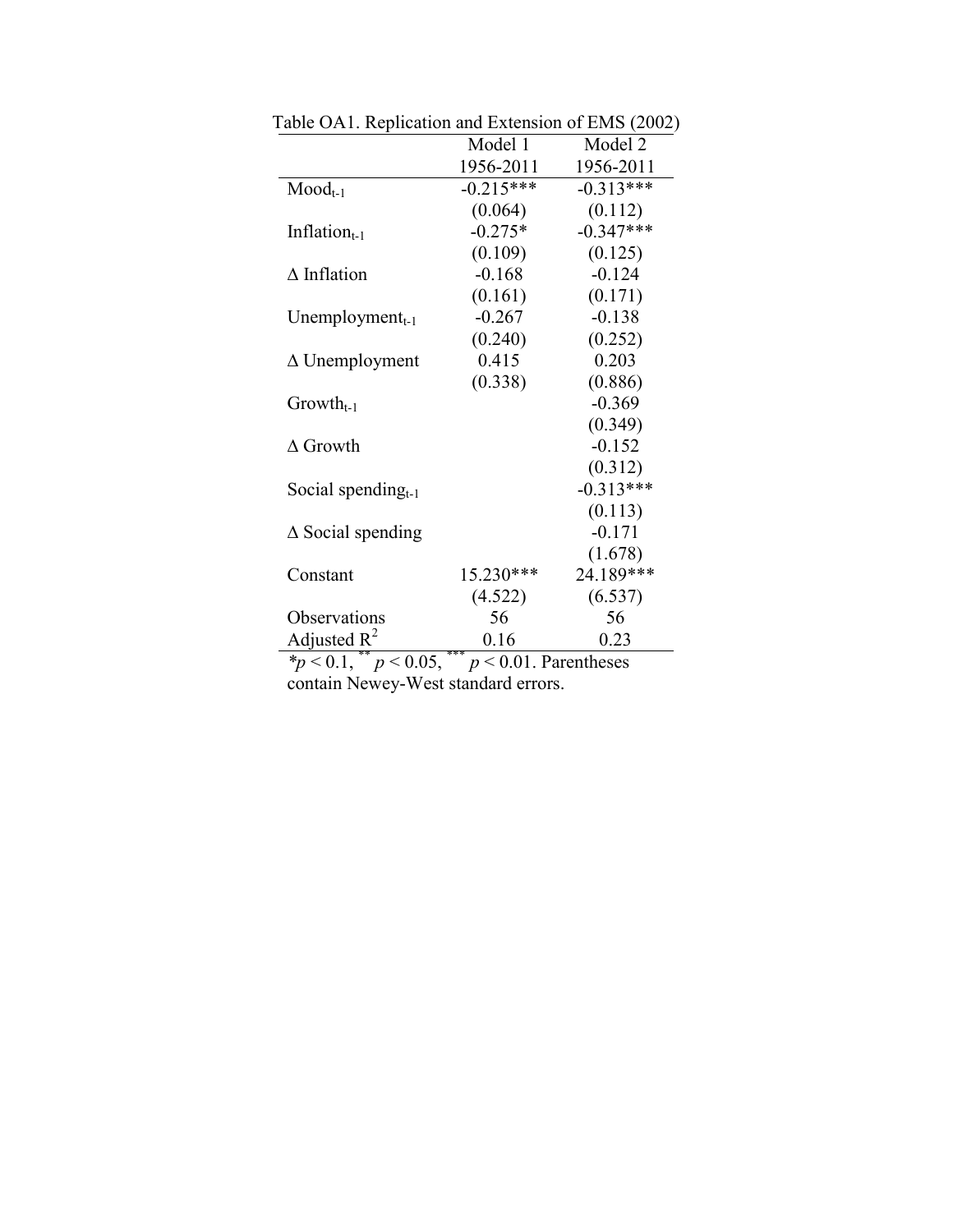Table OA1. Replication and Extension of EMS (2002)

| | Model 1 | Model 2 |
|---|---|---|
| | 1956-2011 | 1956-2011 |
| $Mood_{t-1}$ | -0.215*** | -0.313*** |
| | (0.064) | (0.112) |
| $Inflation_{t-1}$ | -0.275* | -0.347*** |
| | (0.109) | (0.125) |
| Δ Inflation | -0.168 | -0.124 |
| | (0.161) | (0.171) |
| $Unemployment_{t-1}$ | -0.267 | -0.138 |
| | (0.240) | (0.252) |
| Δ Unemployment | 0.415 | 0.203 |
| | (0.338) | (0.886) |
| $Growth_{t-1}$ | | -0.369 |
| | | (0.349) |
| Δ Growth | | -0.152 |
| | | (0.312) |
| Social $spending_{t-1}$ | | -0.313*** |
| | | (0.113) |
| Δ Social spending | | -0.171 |
| | | (1.678) |
| Constant | 15.230*** | 24.189*** |
| | (4.522) | (6.537) |
| Observations | 56 | 56 |
| Adjusted $R^2$ | 0.16 | 0.23 |

$*p < 0.1$, $^{**}p < 0.05$, $^{***}p < 0.01$. Parentheses contain Newey-West standard errors.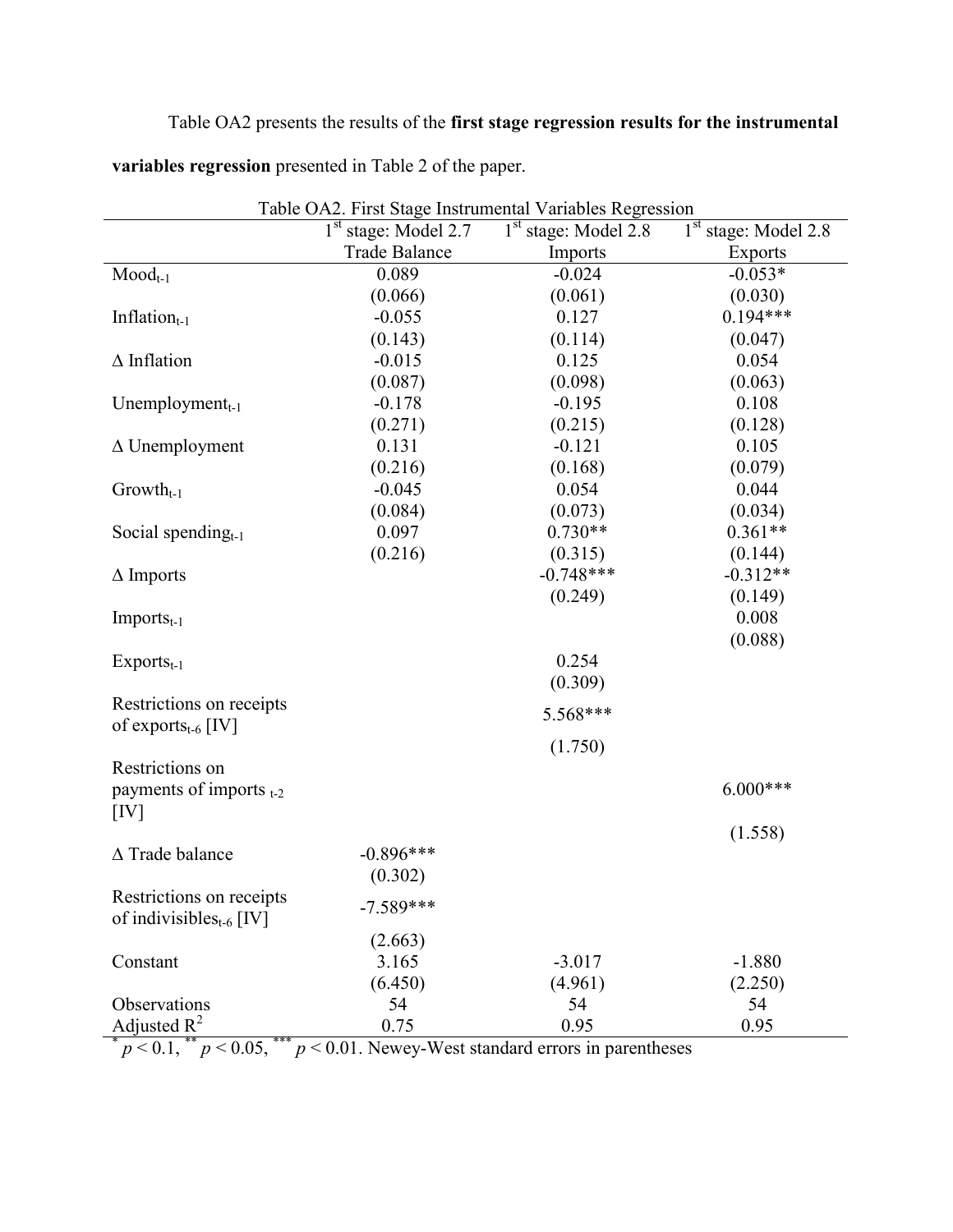Table OA2 presents the results of the **first stage regression results for the instrumental variables regression** presented in Table 2 of the paper.

Table OA2. First Stage Instrumental Variables Regression

| | 1st stage: Model 2.7 Trade Balance | 1st stage: Model 2.8 Imports | 1st stage: Model 2.8 Exports |
|---|---|---|---|
| $Mood_{t-1}$ | 0.089 | -0.024 | -0.053* |
| | (0.066) | (0.061) | (0.030) |
| $Inflation_{t-1}$ | -0.055 | 0.127 | 0.194*** |
| | (0.143) | (0.114) | (0.047) |
| Δ Inflation | -0.015 | 0.125 | 0.054 |
| | (0.087) | (0.098) | (0.063) |
| $Unemployment_{t-1}$ | -0.178 | -0.195 | 0.108 |
| | (0.271) | (0.215) | (0.128) |
| Δ Unemployment | 0.131 | -0.121 | 0.105 |
| | (0.216) | (0.168) | (0.079) |
| $Growth_{t-1}$ | -0.045 | 0.054 | 0.044 |
| | (0.084) | (0.073) | (0.034) |
| Social $spending_{t-1}$ | 0.097 | 0.730** | 0.361** |
| | (0.216) | (0.315) | (0.144) |
| Δ Imports | | -0.748*** | -0.312** |
| | | (0.249) | (0.149) |
| $Imports_{t-1}$ | | | 0.008 |
| | | | (0.088) |
| $Exports_{t-1}$ | | 0.254 | |
| | | (0.309) | |
| Restrictions on receipts of $exports_{t-6}$ [IV] | | 5.568*** | |
| | | (1.750) | |
| Restrictions on payments of imports $_{t-2}$ [IV] | | | 6.000*** |
| | | | (1.558) |
| Δ Trade balance | -0.896*** | | |
| | (0.302) | | |
| Restrictions on receipts of $indivisibles_{t-6}$ [IV] | -7.589*** | | |
| | (2.663) | | |
| Constant | 3.165 | -3.017 | -1.880 |
| | (6.450) | (4.961) | (2.250) |
| Observations | 54 | 54 | 54 |
| Adjusted $R^2$ | 0.75 | 0.95 | 0.95 |

\* $p < 0.1$, \*\* $p < 0.05$, \*\*\* $p < 0.01$. Newey-West standard errors in parentheses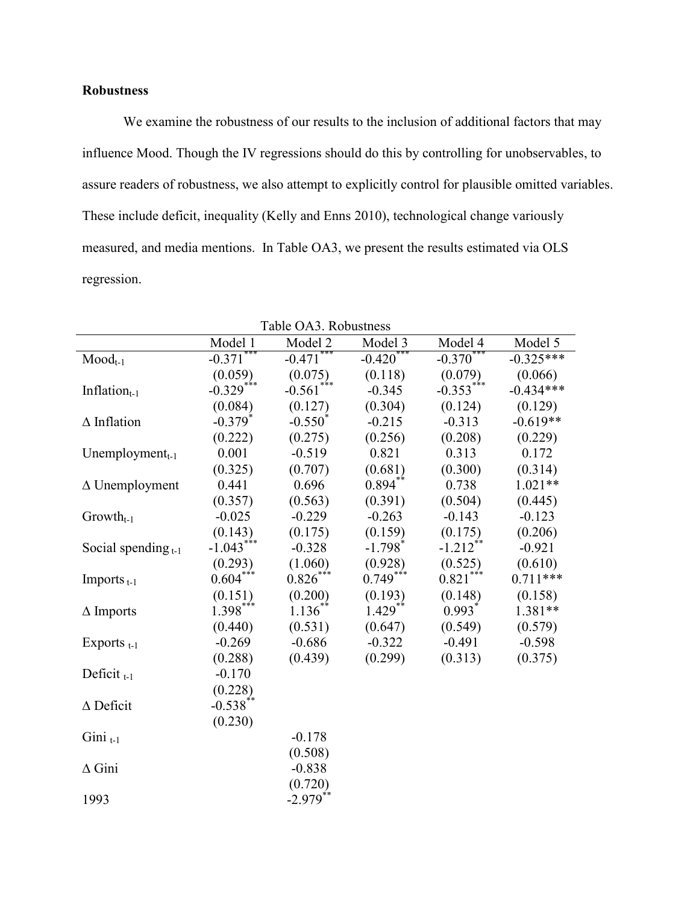**Robustness**

We examine the robustness of our results to the inclusion of additional factors that may influence Mood. Though the IV regressions should do this by controlling for unobservables, to assure readers of robustness, we also attempt to explicitly control for plausible omitted variables. These include deficit, inequality (Kelly and Enns 2010), technological change variously measured, and media mentions. In Table OA3, we present the results estimated via OLS regression.

Table OA3. Robustness

| | Model 1 | Model 2 | Model 3 | Model 4 | Model 5 |
|---|---|---|---|---|---|
| $Mood_{t-1}$ | -0.371*** | -0.471*** | -0.420*** | -0.370*** | -0.325*** |
| | (0.059) | (0.075) | (0.118) | (0.079) | (0.066) |
| $Inflation_{t-1}$ | -0.329*** | -0.561*** | -0.345 | -0.353*** | -0.434*** |
| | (0.084) | (0.127) | (0.304) | (0.124) | (0.129) |
| Δ Inflation | -0.379* | -0.550* | -0.215 | -0.313 | -0.619** |
| | (0.222) | (0.275) | (0.256) | (0.208) | (0.229) |
| $Unemployment_{t-1}$ | 0.001 | -0.519 | 0.821 | 0.313 | 0.172 |
| | (0.325) | (0.707) | (0.681) | (0.300) | (0.314) |
| Δ Unemployment | 0.441 | 0.696 | 0.894** | 0.738 | 1.021** |
| | (0.357) | (0.563) | (0.391) | (0.504) | (0.445) |
| $Growth_{t-1}$ | -0.025 | -0.229 | -0.263 | -0.143 | -0.123 |
| | (0.143) | (0.175) | (0.159) | (0.175) | (0.206) |
| Social spending $_{t-1}$ | -1.043*** | -0.328 | -1.798* | -1.212** | -0.921 |
| | (0.293) | (1.060) | (0.928) | (0.525) | (0.610) |
| Imports $_{t-1}$ | 0.604*** | 0.826*** | 0.749*** | 0.821*** | 0.711*** |
| | (0.151) | (0.200) | (0.193) | (0.148) | (0.158) |
| Δ Imports | 1.398*** | 1.136** | 1.429** | 0.993* | 1.381** |
| | (0.440) | (0.531) | (0.647) | (0.549) | (0.579) |
| Exports $_{t-1}$ | -0.269 | -0.686 | -0.322 | -0.491 | -0.598 |
| | (0.288) | (0.439) | (0.299) | (0.313) | (0.375) |
| Deficit $_{t-1}$ | -0.170 | | | | |
| | (0.228) | | | | |
| Δ Deficit | -0.538** | | | | |
| | (0.230) | | | | |
| Gini $_{t-1}$ | | -0.178 | | | |
| | | (0.508) | | | |
| Δ Gini | | -0.838 | | | |
| | | (0.720) | | | |
| 1993 | | -2.979** | | | |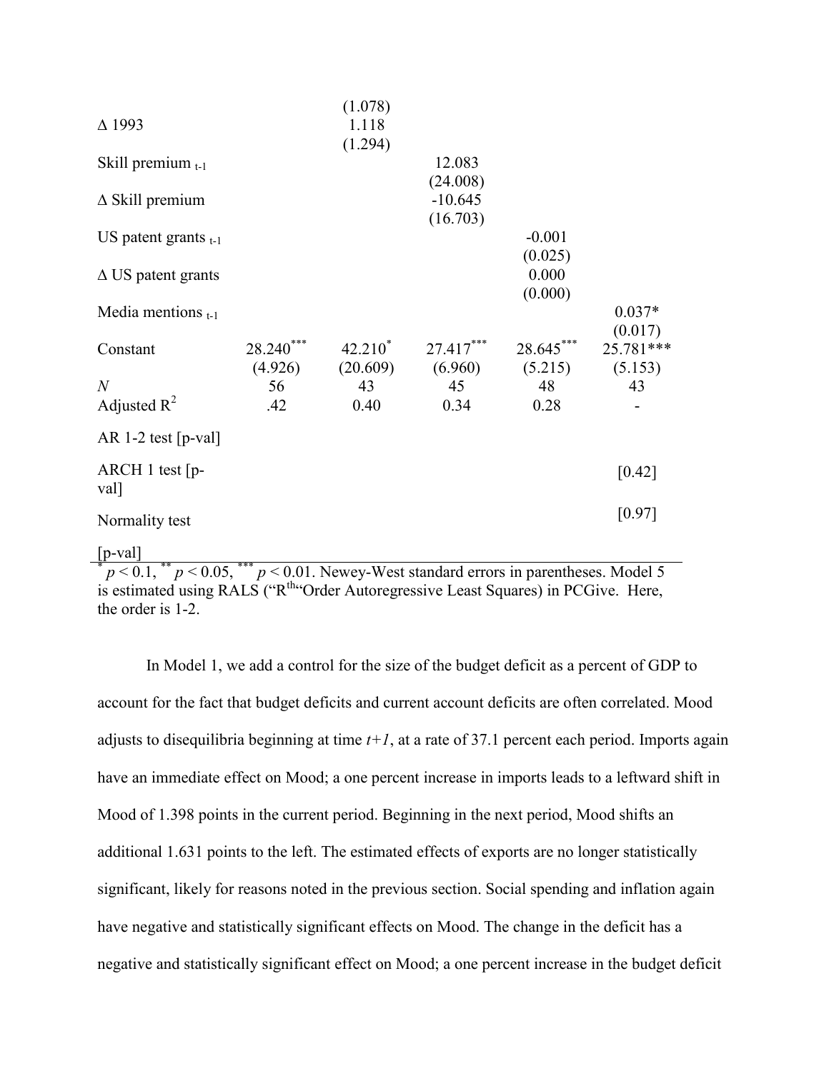| | | | | | |
|---|---|---|---|---|---|
| | | (1.078) | | | |
| Δ 1993 | | 1.118 | | | |
| | | (1.294) | | | |
| Skill premium $_{t-1}$ | | | 12.083 | | |
| | | | (24.008) | | |
| Δ Skill premium | | | -10.645 | | |
| | | | (16.703) | | |
| US patent grants $_{t-1}$ | | | | -0.001 | |
| | | | | (0.025) | |
| Δ US patent grants | | | | 0.000 | |
| | | | | (0.000) | |
| Media mentions $_{t-1}$ | | | | | 0.037* |
| | | | | | (0.017) |
| Constant | 28.240*** | 42.210* | 27.417*** | 28.645*** | 25.781*** |
| | (4.926) | (20.609) | (6.960) | (5.215) | (5.153) |
| *N* | 56 | 43 | 45 | 48 | 43 |
| Adjusted $R^2$ | .42 | 0.40 | 0.34 | 0.28 | - |
| AR 1-2 test [p-val] | | | | | |
| ARCH 1 test [p-val] | | | | | [0.42] |
| Normality test [p-val] | | | | | [0.97] |

* $p < 0.1$, ** $p < 0.05$, *** $p < 0.01$. Newey-West standard errors in parentheses. Model 5 is estimated using RALS ("R[th]"Order Autoregressive Least Squares) in PCGive. Here, the order is 1-2.

In Model 1, we add a control for the size of the budget deficit as a percent of GDP to account for the fact that budget deficits and current account deficits are often correlated. Mood adjusts to disequilibria beginning at time *t+1*, at a rate of 37.1 percent each period. Imports again have an immediate effect on Mood; a one percent increase in imports leads to a leftward shift in Mood of 1.398 points in the current period. Beginning in the next period, Mood shifts an additional 1.631 points to the left. The estimated effects of exports are no longer statistically significant, likely for reasons noted in the previous section. Social spending and inflation again have negative and statistically significant effects on Mood. The change in the deficit has a negative and statistically significant effect on Mood; a one percent increase in the budget deficit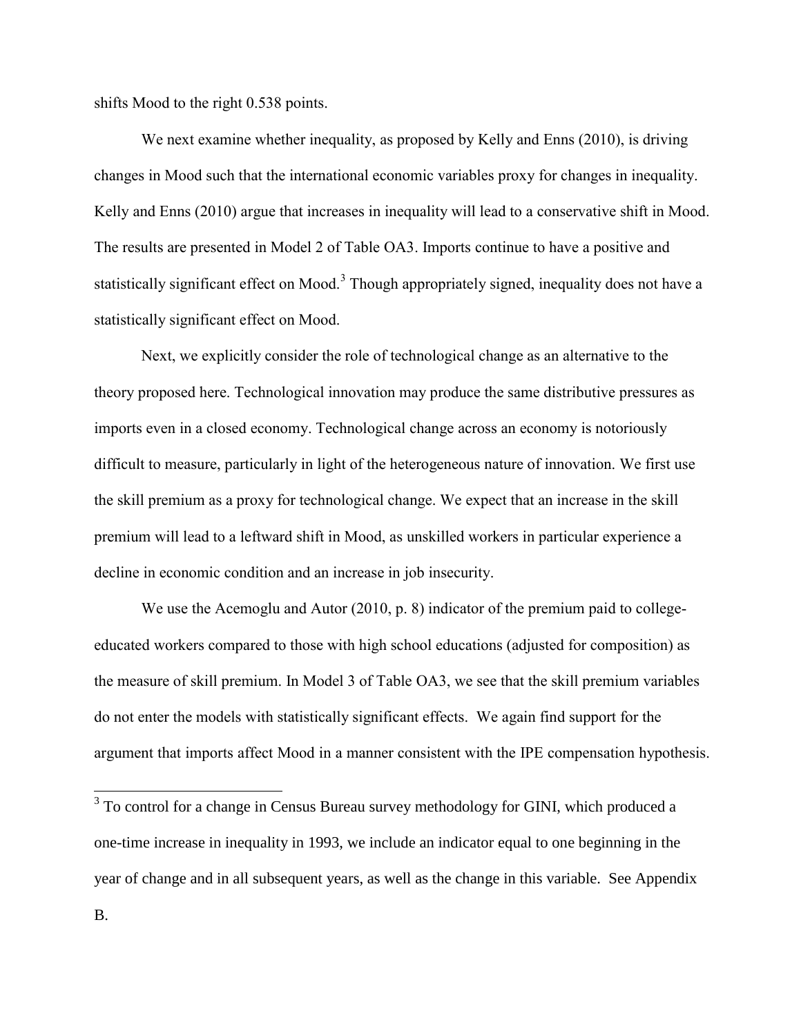shifts Mood to the right 0.538 points.

We next examine whether inequality, as proposed by Kelly and Enns (2010), is driving changes in Mood such that the international economic variables proxy for changes in inequality. Kelly and Enns (2010) argue that increases in inequality will lead to a conservative shift in Mood. The results are presented in Model 2 of Table OA3. Imports continue to have a positive and statistically significant effect on Mood.[3] Though appropriately signed, inequality does not have a statistically significant effect on Mood.

Next, we explicitly consider the role of technological change as an alternative to the theory proposed here. Technological innovation may produce the same distributive pressures as imports even in a closed economy. Technological change across an economy is notoriously difficult to measure, particularly in light of the heterogeneous nature of innovation. We first use the skill premium as a proxy for technological change. We expect that an increase in the skill premium will lead to a leftward shift in Mood, as unskilled workers in particular experience a decline in economic condition and an increase in job insecurity.

We use the Acemoglu and Autor (2010, p. 8) indicator of the premium paid to college-educated workers compared to those with high school educations (adjusted for composition) as the measure of skill premium. In Model 3 of Table OA3, we see that the skill premium variables do not enter the models with statistically significant effects. We again find support for the argument that imports affect Mood in a manner consistent with the IPE compensation hypothesis.

---

[3] To control for a change in Census Bureau survey methodology for GINI, which produced a one-time increase in inequality in 1993, we include an indicator equal to one beginning in the year of change and in all subsequent years, as well as the change in this variable. See Appendix B.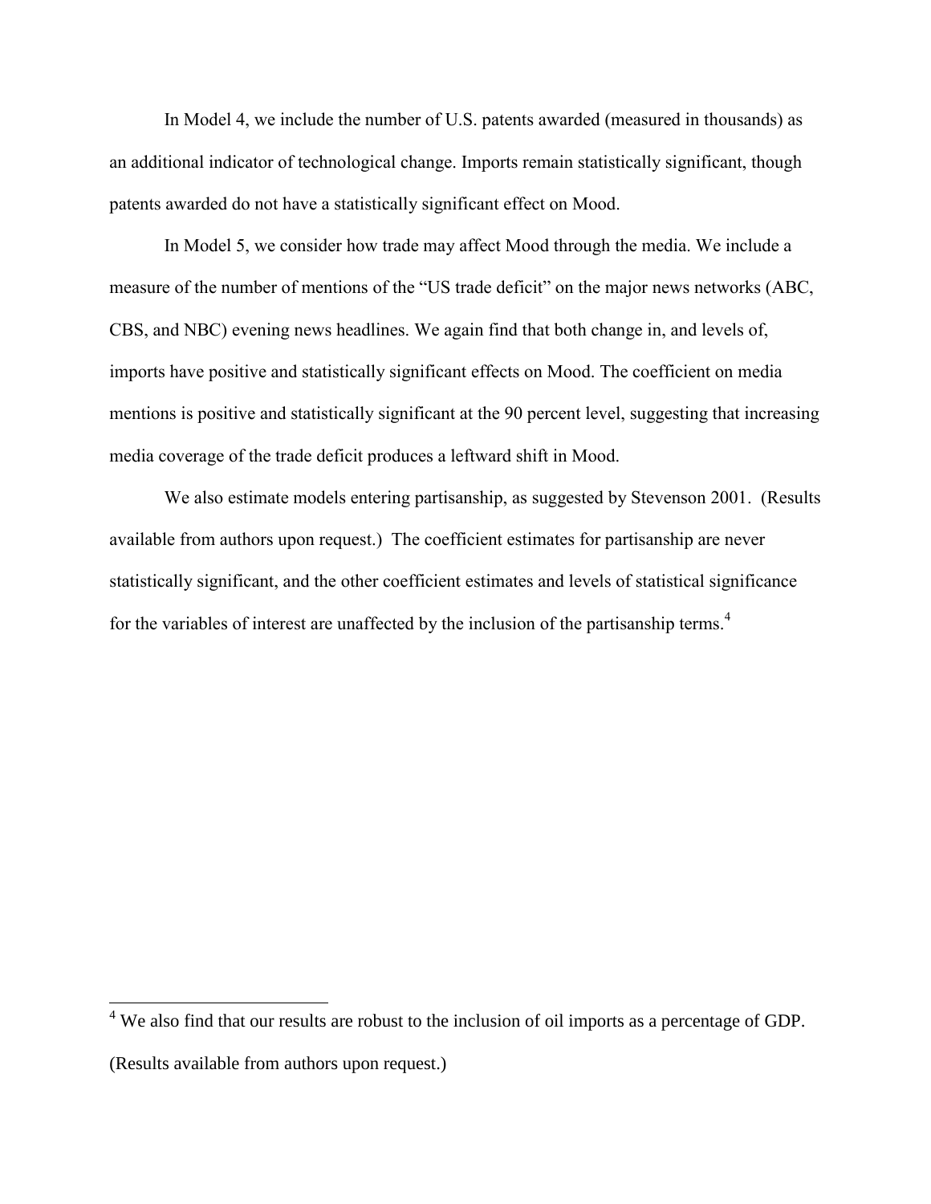In Model 4, we include the number of U.S. patents awarded (measured in thousands) as an additional indicator of technological change. Imports remain statistically significant, though patents awarded do not have a statistically significant effect on Mood.

In Model 5, we consider how trade may affect Mood through the media. We include a measure of the number of mentions of the "US trade deficit" on the major news networks (ABC, CBS, and NBC) evening news headlines. We again find that both change in, and levels of, imports have positive and statistically significant effects on Mood. The coefficient on media mentions is positive and statistically significant at the 90 percent level, suggesting that increasing media coverage of the trade deficit produces a leftward shift in Mood.

We also estimate models entering partisanship, as suggested by Stevenson 2001. (Results available from authors upon request.) The coefficient estimates for partisanship are never statistically significant, and the other coefficient estimates and levels of statistical significance for the variables of interest are unaffected by the inclusion of the partisanship terms.[4]

[4] We also find that our results are robust to the inclusion of oil imports as a percentage of GDP. (Results available from authors upon request.)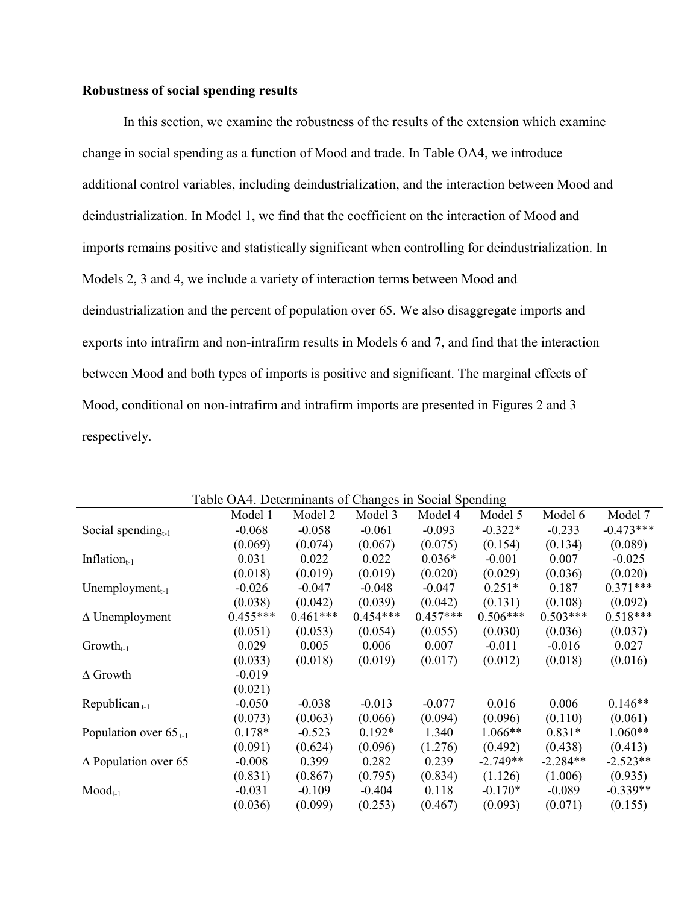**Robustness of social spending results**

In this section, we examine the robustness of the results of the extension which examine change in social spending as a function of Mood and trade. In Table OA4, we introduce additional control variables, including deindustrialization, and the interaction between Mood and deindustrialization. In Model 1, we find that the coefficient on the interaction of Mood and imports remains positive and statistically significant when controlling for deindustrialization. In Models 2, 3 and 4, we include a variety of interaction terms between Mood and deindustrialization and the percent of population over 65. We also disaggregate imports and exports into intrafirm and non-intrafirm results in Models 6 and 7, and find that the interaction between Mood and both types of imports is positive and significant. The marginal effects of Mood, conditional on non-intrafirm and intrafirm imports are presented in Figures 2 and 3 respectively.

Table OA4. Determinants of Changes in Social Spending

| | Model 1 | Model 2 | Model 3 | Model 4 | Model 5 | Model 6 | Model 7 |
|---|---|---|---|---|---|---|---|
| Social spending$_{t-1}$ | -0.068 | -0.058 | -0.061 | -0.093 | -0.322* | -0.233 | -0.473*** |
| | (0.069) | (0.074) | (0.067) | (0.075) | (0.154) | (0.134) | (0.089) |
| Inflation$_{t-1}$ | 0.031 | 0.022 | 0.022 | 0.036* | -0.001 | 0.007 | -0.025 |
| | (0.018) | (0.019) | (0.019) | (0.020) | (0.029) | (0.036) | (0.020) |
| Unemployment$_{t-1}$ | -0.026 | -0.047 | -0.048 | -0.047 | 0.251* | 0.187 | 0.371*** |
| | (0.038) | (0.042) | (0.039) | (0.042) | (0.131) | (0.108) | (0.092) |
| Δ Unemployment | 0.455*** | 0.461*** | 0.454*** | 0.457*** | 0.506*** | 0.503*** | 0.518*** |
| | (0.051) | (0.053) | (0.054) | (0.055) | (0.030) | (0.036) | (0.037) |
| Growth$_{t-1}$ | 0.029 | 0.005 | 0.006 | 0.007 | -0.011 | -0.016 | 0.027 |
| | (0.033) | (0.018) | (0.019) | (0.017) | (0.012) | (0.018) | (0.016) |
| Δ Growth | -0.019 | | | | | | |
| | (0.021) | | | | | | |
| Republican$_{t-1}$ | -0.050 | -0.038 | -0.013 | -0.077 | 0.016 | 0.006 | 0.146** |
| | (0.073) | (0.063) | (0.066) | (0.094) | (0.096) | (0.110) | (0.061) |
| Population over 65$_{t-1}$ | 0.178* | -0.523 | 0.192* | 1.340 | 1.066** | 0.831* | 1.060** |
| | (0.091) | (0.624) | (0.096) | (1.276) | (0.492) | (0.438) | (0.413) |
| Δ Population over 65 | -0.008 | 0.399 | 0.282 | 0.239 | -2.749** | -2.284** | -2.523** |
| | (0.831) | (0.867) | (0.795) | (0.834) | (1.126) | (1.006) | (0.935) |
| Mood$_{t-1}$ | -0.031 | -0.109 | -0.404 | 0.118 | -0.170* | -0.089 | -0.339** |
| | (0.036) | (0.099) | (0.253) | (0.467) | (0.093) | (0.071) | (0.155) |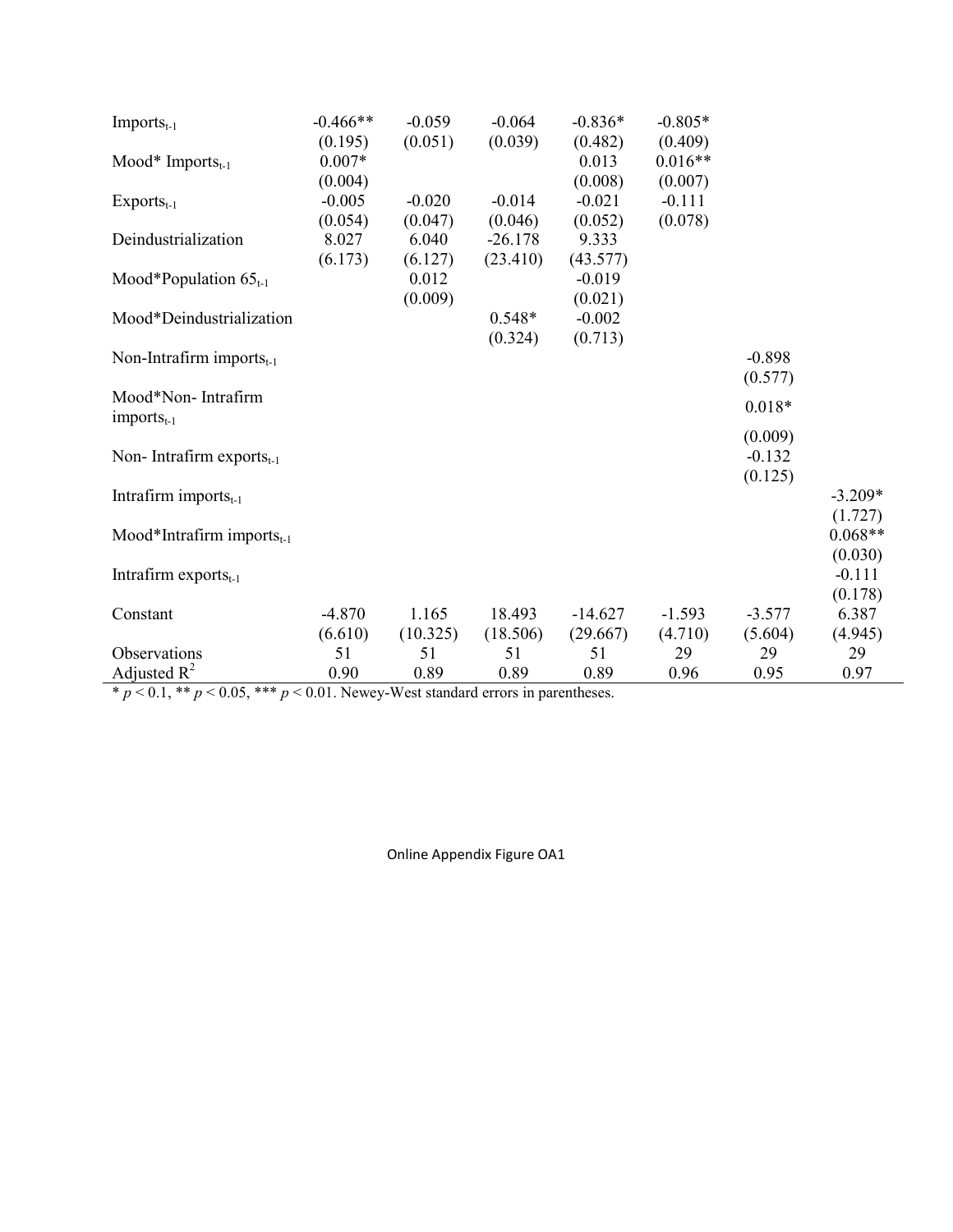| | | | | | | | |
|---|---|---|---|---|---|---|---|
| $Imports_{t-1}$ | -0.466** | -0.059 | -0.064 | -0.836* | -0.805* | | |
| | (0.195) | (0.051) | (0.039) | (0.482) | (0.409) | | |
| Mood* $Imports_{t-1}$ | 0.007* | | | 0.013 | 0.016** | | |
| | (0.004) | | | (0.008) | (0.007) | | |
| $Exports_{t-1}$ | -0.005 | -0.020 | -0.014 | -0.021 | -0.111 | | |
| | (0.054) | (0.047) | (0.046) | (0.052) | (0.078) | | |
| Deindustrialization | 8.027 | 6.040 | -26.178 | 9.333 | | | |
| | (6.173) | (6.127) | (23.410) | (43.577) | | | |
| Mood*Population $65_{t-1}$ | | 0.012 | | -0.019 | | | |
| | | (0.009) | | (0.021) | | | |
| Mood*Deindustrialization | | | 0.548* | -0.002 | | | |
| | | | (0.324) | (0.713) | | | |
| Non-Intrafirm $imports_{t-1}$ | | | | | | -0.898 | |
| | | | | | | (0.577) | |
| Mood*Non- Intrafirm $imports_{t-1}$ | | | | | | 0.018* | |
| | | | | | | (0.009) | |
| Non- Intrafirm $exports_{t-1}$ | | | | | | -0.132 | |
| | | | | | | (0.125) | |
| Intrafirm $imports_{t-1}$ | | | | | | | -3.209* |
| | | | | | | | (1.727) |
| Mood*Intrafirm $imports_{t-1}$ | | | | | | | 0.068** |
| | | | | | | | (0.030) |
| Intrafirm $exports_{t-1}$ | | | | | | | -0.111 |
| | | | | | | | (0.178) |
| Constant | -4.870 | 1.165 | 18.493 | -14.627 | -1.593 | -3.577 | 6.387 |
| | (6.610) | (10.325) | (18.506) | (29.667) | (4.710) | (5.604) | (4.945) |
| Observations | 51 | 51 | 51 | 51 | 29 | 29 | 29 |
| Adjusted $R^2$ | 0.90 | 0.89 | 0.89 | 0.89 | 0.96 | 0.95 | 0.97 |

* $p < 0.1$, ** $p < 0.05$, *** $p < 0.01$. Newey-West standard errors in parentheses.

Online Appendix Figure OA1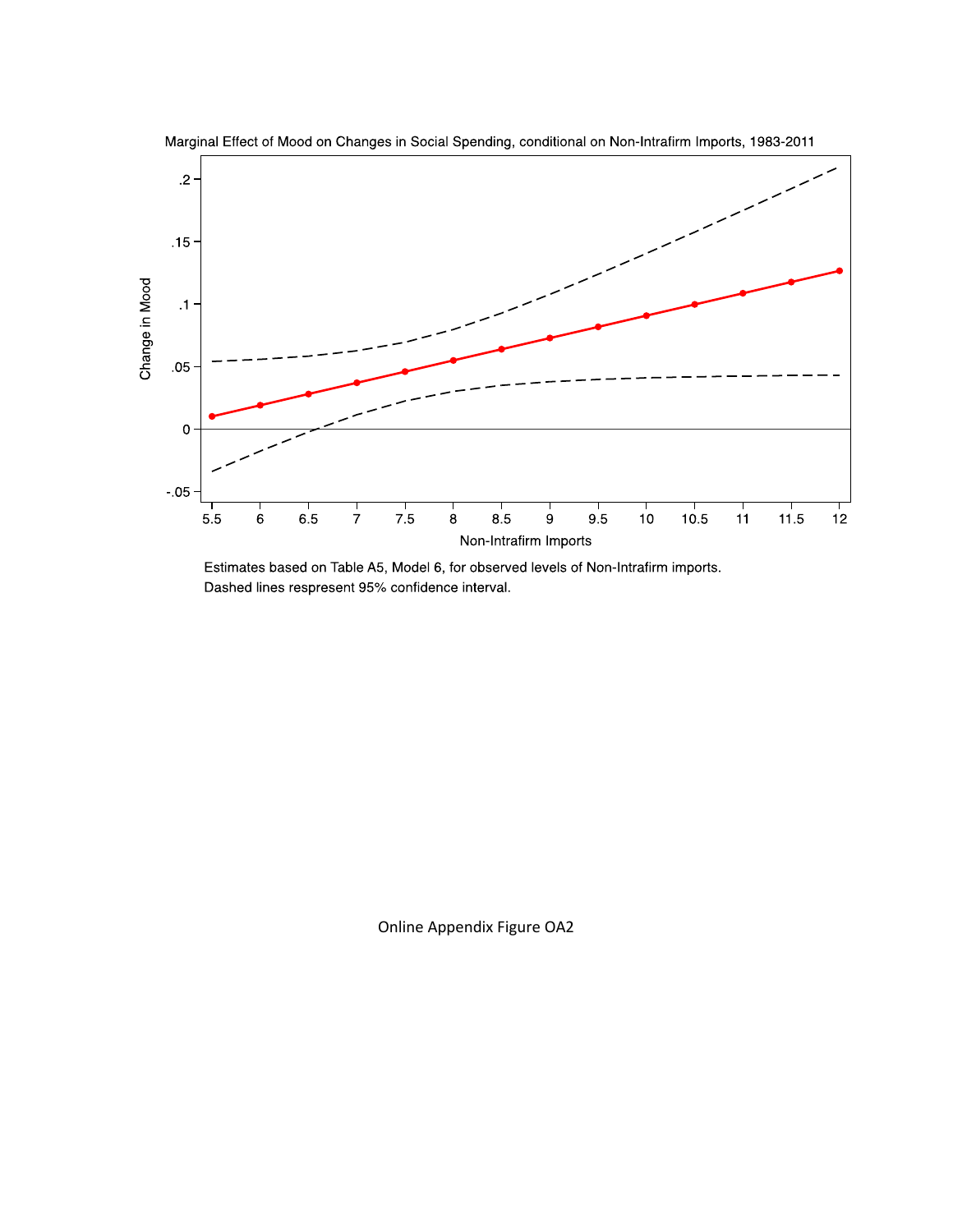Marginal Effect of Mood on Changes in Social Spending, conditional on Non-Intrafirm Imports, 1983-2011

Estimates based on Table A5, Model 6, for observed levels of Non-Intrafirm imports.
Dashed lines respresent 95% confidence interval.

Online Appendix Figure OA2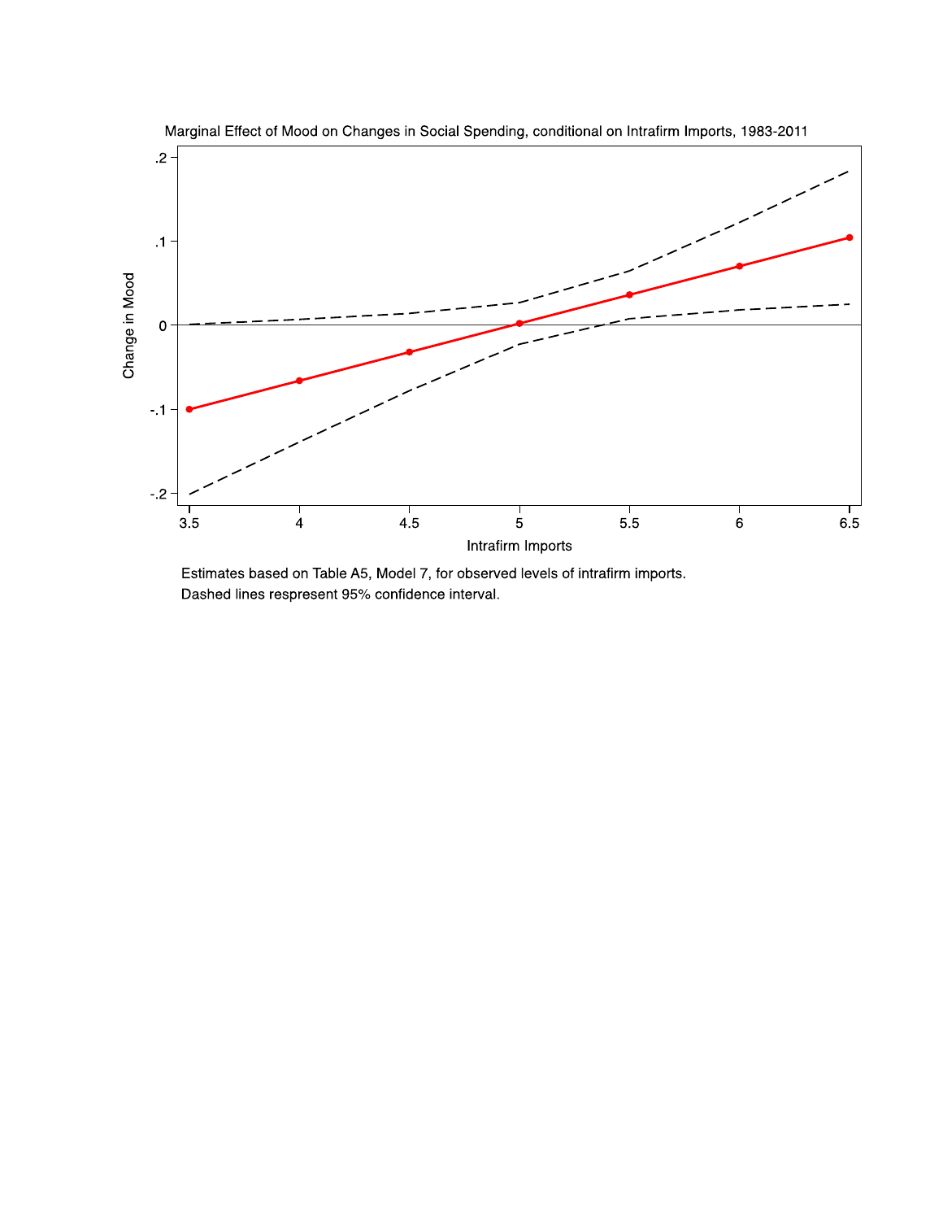Marginal Effect of Mood on Changes in Social Spending, conditional on Intrafirm Imports, 1983-2011

.2

.1

0

-.1

-.2

Change in Mood

3.5 4 4.5 5 5.5 6 6.5

Intrafirm Imports

Estimates based on Table A5, Model 7, for observed levels of intrafirm imports.
Dashed lines respresent 95% confidence interval.